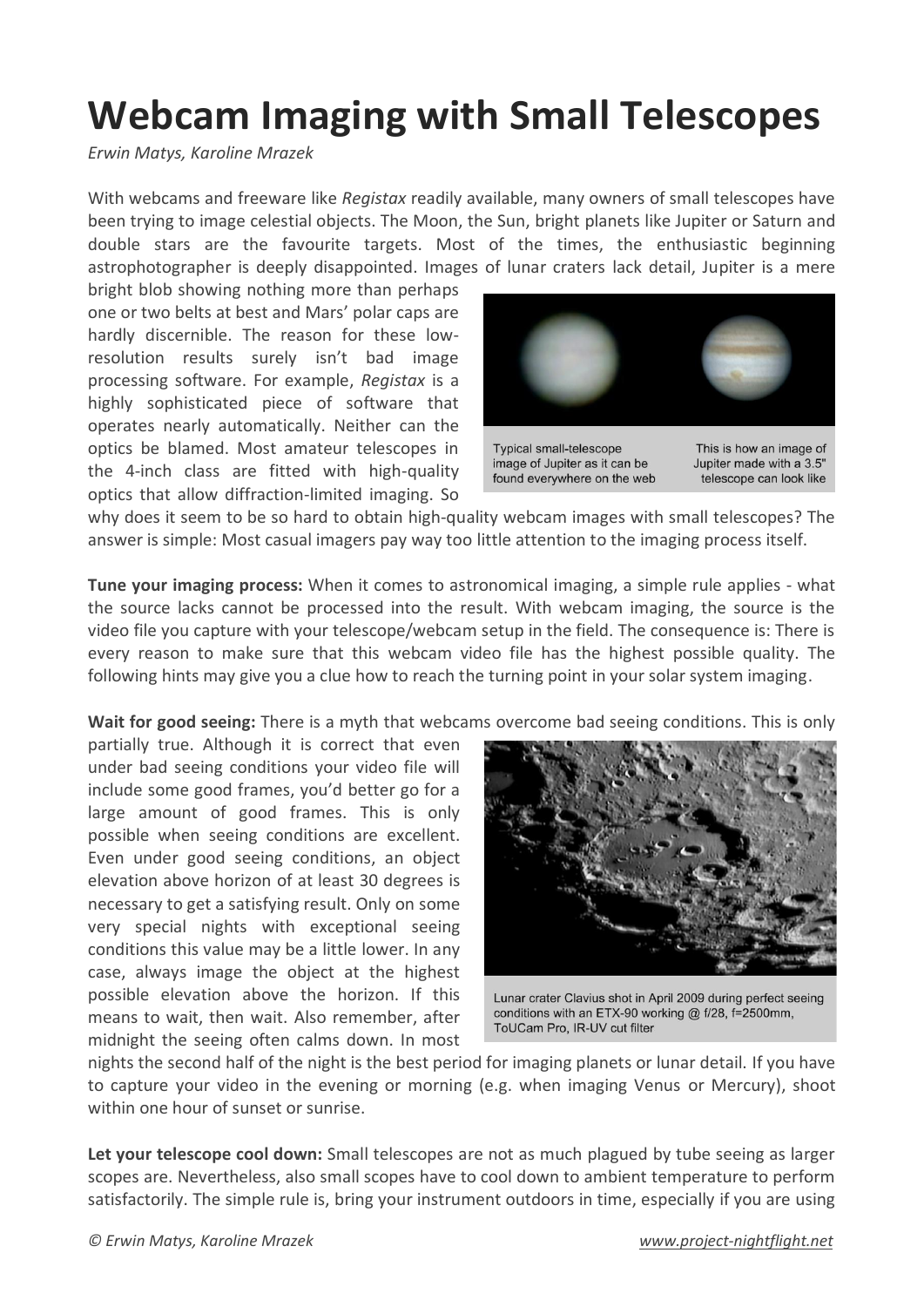# Webcam Imaging with Small Telescopes

*Erwin Matys, Karoline Mrazek*

With webcams and freeware like *Registax* readily available, many owners of small telescopes have been trying to image celestial objects. The Moon, the Sun, bright planets like Jupiter or Saturn and double stars are the favourite targets. Most of the times, the enthusiastic beginning astrophotographer is deeply disappointed. Images of lunar craters lack detail, Jupiter is a mere bright blob showing nothing more than perhaps one or two belts at best and Mars' polar caps are hardly discernible. The reason for these low-resolution results surely isn't bad image processing software. For example, *Registax* is a highly sophisticated piece of software that operates nearly automatically. Neither can the optics be blamed. Most amateur telescopes in the 4-inch class are fitted with high-quality optics that allow diffraction-limited imaging. So why does it seem to be so hard to obtain high-quality webcam images with small telescopes? The answer is simple: Most casual imagers pay way too little attention to the imaging process itself.

Typical small-telescope image of Jupiter as it can be found everywhere on the web

This is how an image of Jupiter made with a 3.5" telescope can look like

**Tune your imaging process:** When it comes to astronomical imaging, a simple rule applies - what the source lacks cannot be processed into the result. With webcam imaging, the source is the video file you capture with your telescope/webcam setup in the field. The consequence is: There is every reason to make sure that this webcam video file has the highest possible quality. The following hints may give you a clue how to reach the turning point in your solar system imaging.

**Wait for good seeing:** There is a myth that webcams overcome bad seeing conditions. This is only partially true. Although it is correct that even under bad seeing conditions your video file will include some good frames, you'd better go for a large amount of good frames. This is only possible when seeing conditions are excellent. Even under good seeing conditions, an object elevation above horizon of at least 30 degrees is necessary to get a satisfying result. Only on some very special nights with exceptional seeing conditions this value may be a little lower. In any case, always image the object at the highest possible elevation above the horizon. If this means to wait, then wait. Also remember, after midnight the seeing often calms down. In most nights the second half of the night is the best period for imaging planets or lunar detail. If you have to capture your video in the evening or morning (e.g. when imaging Venus or Mercury), shoot within one hour of sunset or sunrise.

Lunar crater Clavius shot in April 2009 during perfect seeing conditions with an ETX-90 working @ f/28, f=2500mm, ToUCam Pro, IR-UV cut filter

**Let your telescope cool down:** Small telescopes are not as much plagued by tube seeing as larger scopes are. Nevertheless, also small scopes have to cool down to ambient temperature to perform satisfactorily. The simple rule is, bring your instrument outdoors in time, especially if you are using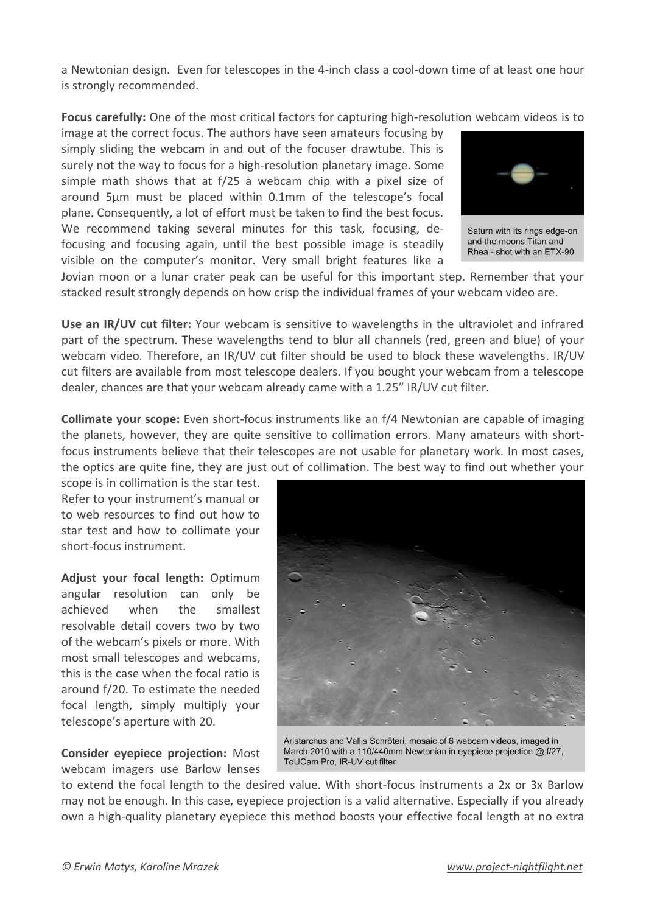a Newtonian design. Even for telescopes in the 4-inch class a cool-down time of at least one hour is strongly recommended.

**Focus carefully:** One of the most critical factors for capturing high-resolution webcam videos is to image at the correct focus. The authors have seen amateurs focusing by simply sliding the webcam in and out of the focuser drawtube. This is surely not the way to focus for a high-resolution planetary image. Some simple math shows that at f/25 a webcam chip with a pixel size of around 5µm must be placed within 0.1mm of the telescope's focal plane. Consequently, a lot of effort must be taken to find the best focus. We recommend taking several minutes for this task, focusing, de-focusing and focusing again, until the best possible image is steadily visible on the computer's monitor. Very small bright features like a Jovian moon or a lunar crater peak can be useful for this important step. Remember that your stacked result strongly depends on how crisp the individual frames of your webcam video are.

Saturn with its rings edge-on and the moons Titan and Rhea - shot with an ETX-90

**Use an IR/UV cut filter:** Your webcam is sensitive to wavelengths in the ultraviolet and infrared part of the spectrum. These wavelengths tend to blur all channels (red, green and blue) of your webcam video. Therefore, an IR/UV cut filter should be used to block these wavelengths. IR/UV cut filters are available from most telescope dealers. If you bought your webcam from a telescope dealer, chances are that your webcam already came with a 1.25" IR/UV cut filter.

**Collimate your scope:** Even short-focus instruments like an f/4 Newtonian are capable of imaging the planets, however, they are quite sensitive to collimation errors. Many amateurs with short-focus instruments believe that their telescopes are not usable for planetary work. In most cases, the optics are quite fine, they are just out of collimation. The best way to find out whether your scope is in collimation is the star test. Refer to your instrument's manual or to web resources to find out how to star test and how to collimate your short-focus instrument.

**Adjust your focal length:** Optimum angular resolution can only be achieved when the smallest resolvable detail covers two by two of the webcam's pixels or more. With most small telescopes and webcams, this is the case when the focal ratio is around f/20. To estimate the needed focal length, simply multiply your telescope's aperture with 20.

Aristarchus and Vallis Schröteri, mosaic of 6 webcam videos, imaged in March 2010 with a 110/440mm Newtonian in eyepiece projection @ f/27, ToUCam Pro, IR-UV cut filter

**Consider eyepiece projection:** Most webcam imagers use Barlow lenses to extend the focal length to the desired value. With short-focus instruments a 2x or 3x Barlow may not be enough. In this case, eyepiece projection is a valid alternative. Especially if you already own a high-quality planetary eyepiece this method boosts your effective focal length at no extra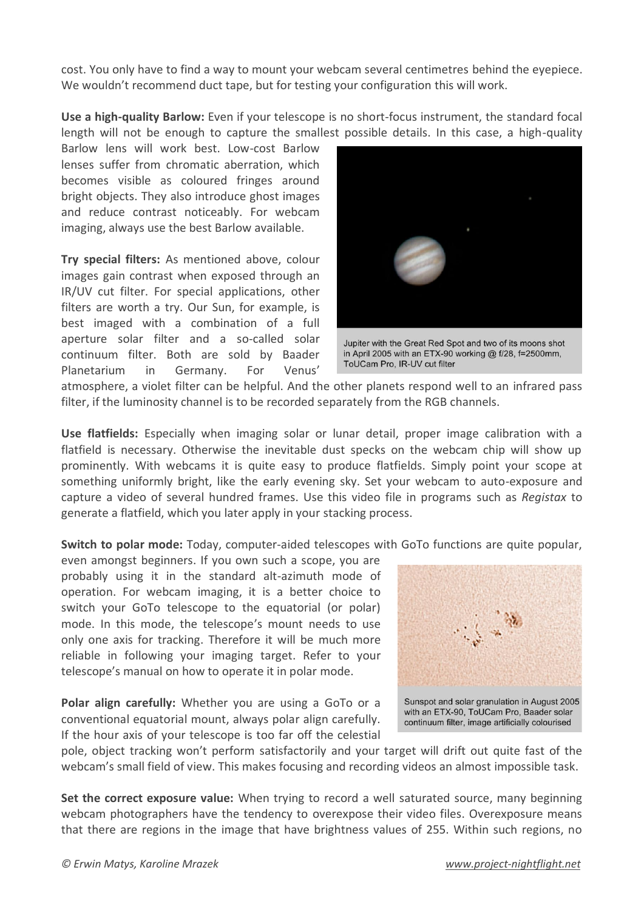cost. You only have to find a way to mount your webcam several centimetres behind the eyepiece. We wouldn't recommend duct tape, but for testing your configuration this will work.

**Use a high-quality Barlow:** Even if your telescope is no short-focus instrument, the standard focal length will not be enough to capture the smallest possible details. In this case, a high-quality Barlow lens will work best. Low-cost Barlow lenses suffer from chromatic aberration, which becomes visible as coloured fringes around bright objects. They also introduce ghost images and reduce contrast noticeably. For webcam imaging, always use the best Barlow available.

Jupiter with the Great Red Spot and two of its moons shot in April 2005 with an ETX-90 working @ f/28, f=2500mm, ToUCam Pro, IR-UV cut filter

**Try special filters:** As mentioned above, colour images gain contrast when exposed through an IR/UV cut filter. For special applications, other filters are worth a try. Our Sun, for example, is best imaged with a combination of a full aperture solar filter and a so-called solar continuum filter. Both are sold by Baader Planetarium in Germany. For Venus' atmosphere, a violet filter can be helpful. And the other planets respond well to an infrared pass filter, if the luminosity channel is to be recorded separately from the RGB channels.

**Use flatfields:** Especially when imaging solar or lunar detail, proper image calibration with a flatfield is necessary. Otherwise the inevitable dust specks on the webcam chip will show up prominently. With webcams it is quite easy to produce flatfields. Simply point your scope at something uniformly bright, like the early evening sky. Set your webcam to auto-exposure and capture a video of several hundred frames. Use this video file in programs such as *Registax* to generate a flatfield, which you later apply in your stacking process.

**Switch to polar mode:** Today, computer-aided telescopes with GoTo functions are quite popular, even amongst beginners. If you own such a scope, you are probably using it in the standard alt-azimuth mode of operation. For webcam imaging, it is a better choice to switch your GoTo telescope to the equatorial (or polar) mode. In this mode, the telescope's mount needs to use only one axis for tracking. Therefore it will be much more reliable in following your imaging target. Refer to your telescope's manual on how to operate it in polar mode.

Sunspot and solar granulation in August 2005 with an ETX-90, ToUCam Pro, Baader solar continuum filter, image artificially colourised

**Polar align carefully:** Whether you are using a GoTo or a conventional equatorial mount, always polar align carefully. If the hour axis of your telescope is too far off the celestial pole, object tracking won't perform satisfactorily and your target will drift out quite fast of the webcam's small field of view. This makes focusing and recording videos an almost impossible task.

**Set the correct exposure value:** When trying to record a well saturated source, many beginning webcam photographers have the tendency to overexpose their video files. Overexposure means that there are regions in the image that have brightness values of 255. Within such regions, no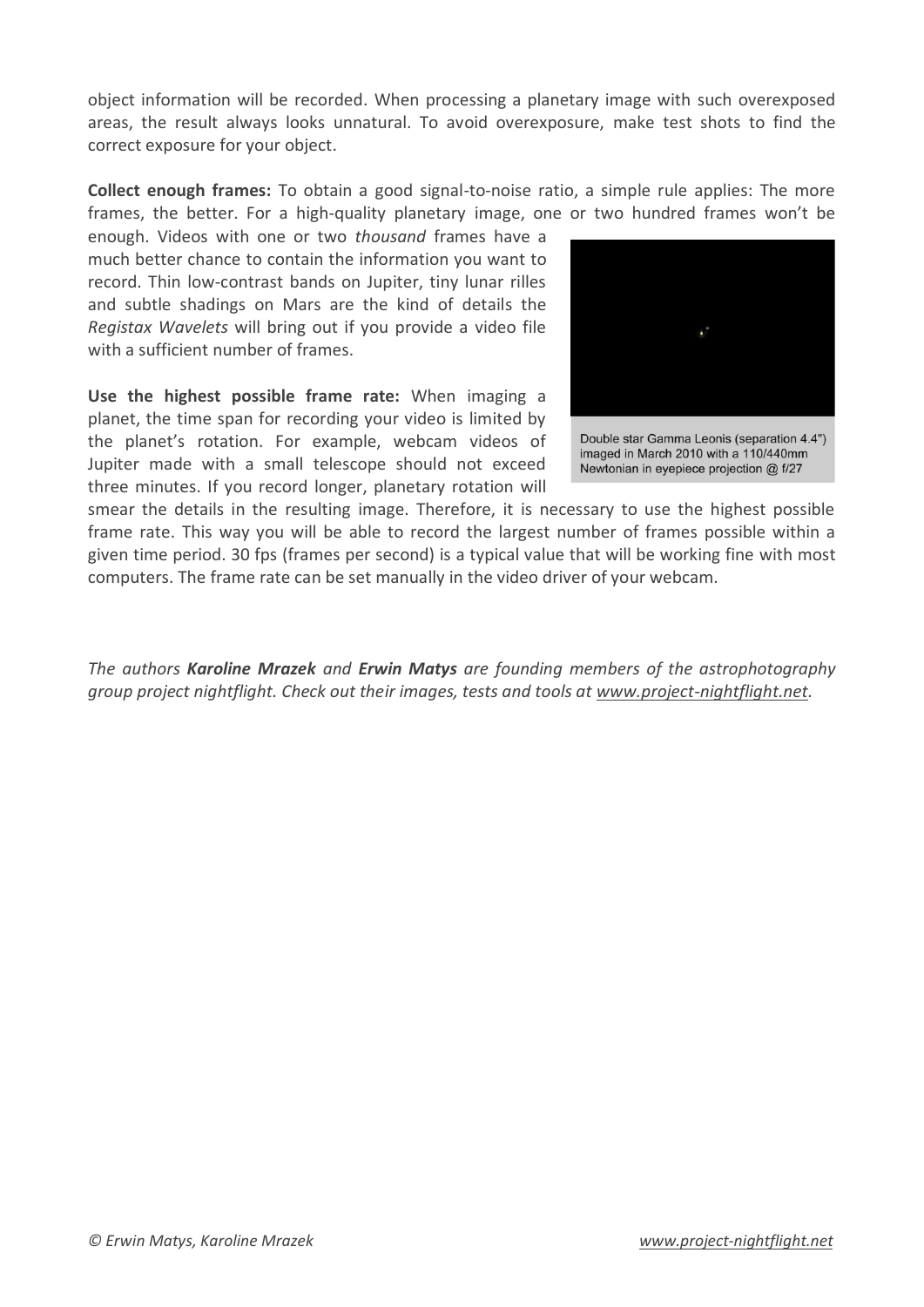object information will be recorded. When processing a planetary image with such overexposed areas, the result always looks unnatural. To avoid overexposure, make test shots to find the correct exposure for your object.

**Collect enough frames:** To obtain a good signal-to-noise ratio, a simple rule applies: The more frames, the better. For a high-quality planetary image, one or two hundred frames won't be enough. Videos with one or two *thousand* frames have a much better chance to contain the information you want to record. Thin low-contrast bands on Jupiter, tiny lunar rilles and subtle shadings on Mars are the kind of details the *Registax Wavelets* will bring out if you provide a video file with a sufficient number of frames.

Double star Gamma Leonis (separation 4.4") imaged in March 2010 with a 110/440mm Newtonian in eyepiece projection @ f/27

**Use the highest possible frame rate:** When imaging a planet, the time span for recording your video is limited by the planet's rotation. For example, webcam videos of Jupiter made with a small telescope should not exceed three minutes. If you record longer, planetary rotation will smear the details in the resulting image. Therefore, it is necessary to use the highest possible frame rate. This way you will be able to record the largest number of frames possible within a given time period. 30 fps (frames per second) is a typical value that will be working fine with most computers. The frame rate can be set manually in the video driver of your webcam.

*The authors **Karoline Mrazek** and **Erwin Matys** are founding members of the astrophotography group project nightflight. Check out their images, tests and tools at www.project-nightflight.net.*